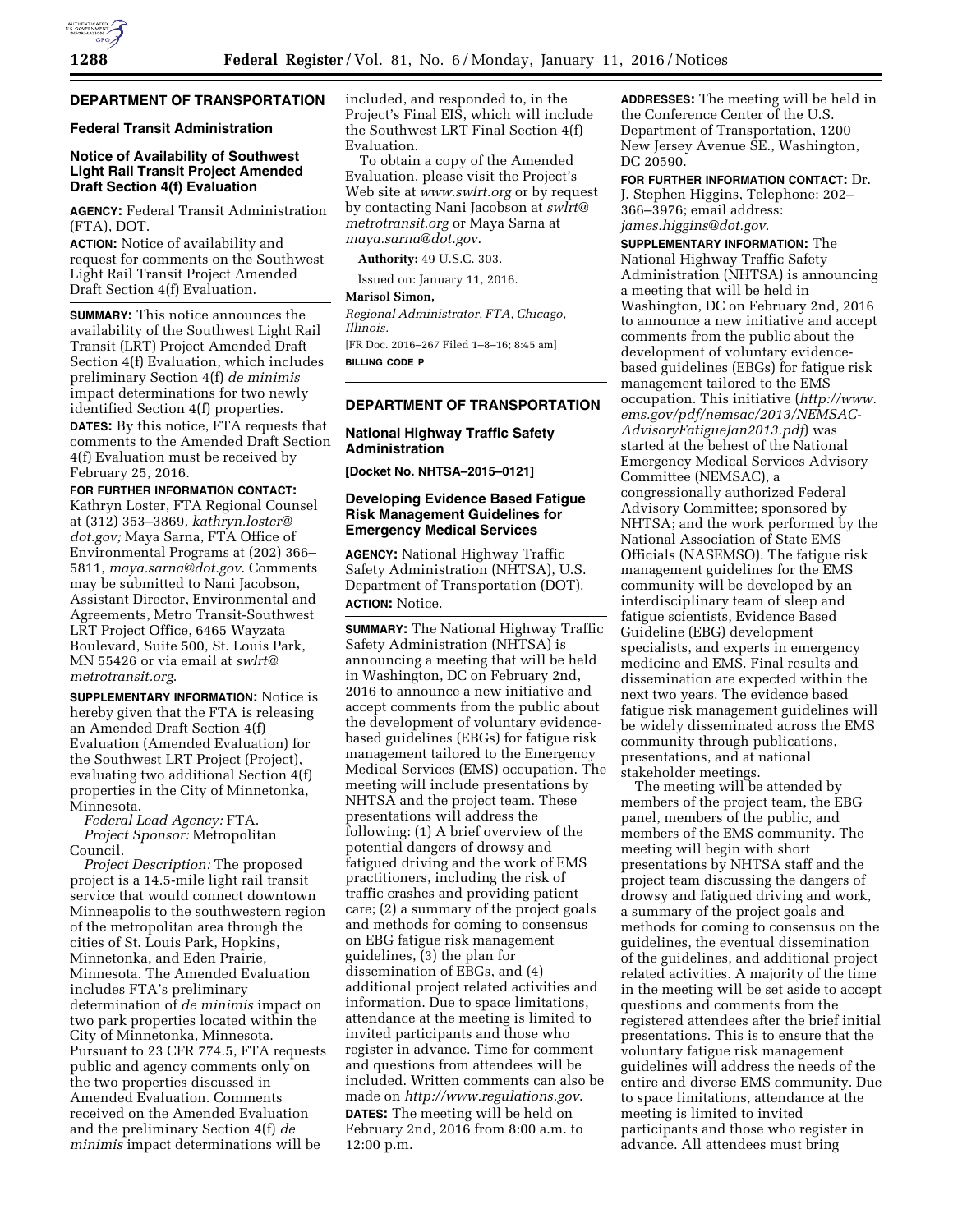## DEPARTMENT OF TRANSPORTATION

### Federal Transit Administration

### Notice of Availability of Southwest Light Rail Transit Project Amended Draft Section 4(f) Evaluation

**AGENCY:** Federal Transit Administration (FTA), DOT.

**ACTION:** Notice of availability and request for comments on the Southwest Light Rail Transit Project Amended Draft Section 4(f) Evaluation.

**SUMMARY:** This notice announces the availability of the Southwest Light Rail Transit (LRT) Project Amended Draft Section 4(f) Evaluation, which includes preliminary Section 4(f) *de minimis* impact determinations for two newly identified Section 4(f) properties.

**DATES:** By this notice, FTA requests that comments to the Amended Draft Section 4(f) Evaluation must be received by February 25, 2016.

**FOR FURTHER INFORMATION CONTACT:** Kathryn Loster, FTA Regional Counsel at (312) 353–3869, *kathryn.loster@dot.gov;* Maya Sarna, FTA Office of Environmental Programs at (202) 366–5811, *maya.sarna@dot.gov.* Comments may be submitted to Nani Jacobson, Assistant Director, Environmental and Agreements, Metro Transit-Southwest LRT Project Office, 6465 Wayzata Boulevard, Suite 500, St. Louis Park, MN 55426 or via email at *swlrt@metrotransit.org.*

**SUPPLEMENTARY INFORMATION:** Notice is hereby given that the FTA is releasing an Amended Draft Section 4(f) Evaluation (Amended Evaluation) for the Southwest LRT Project (Project), evaluating two additional Section 4(f) properties in the City of Minnetonka, Minnesota.

*Federal Lead Agency:* FTA.

*Project Sponsor:* Metropolitan Council.

*Project Description:* The proposed project is a 14.5-mile light rail transit service that would connect downtown Minneapolis to the southwestern region of the metropolitan area through the cities of St. Louis Park, Hopkins, Minnetonka, and Eden Prairie, Minnesota. The Amended Evaluation includes FTA's preliminary determination of *de minimis* impact on two park properties located within the City of Minnetonka, Minnesota. Pursuant to 23 CFR 774.5, FTA requests public and agency comments only on the two properties discussed in Amended Evaluation. Comments received on the Amended Evaluation and the preliminary Section 4(f) *de minimis* impact determinations will be included, and responded to, in the Project's Final EIS, which will include the Southwest LRT Final Section 4(f) Evaluation.

To obtain a copy of the Amended Evaluation, please visit the Project's Web site at *www.swlrt.org* or by request by contacting Nani Jacobson at *swlrt@metrotransit.org* or Maya Sarna at *maya.sarna@dot.gov.*

**Authority:** 49 U.S.C. 303.

Issued on: January 11, 2016.

**Marisol Simon,**

*Regional Administrator, FTA, Chicago, Illinois.*

[FR Doc. 2016–267 Filed 1–8–16; 8:45 am]

**BILLING CODE P**

## DEPARTMENT OF TRANSPORTATION

### National Highway Traffic Safety Administration

**[Docket No. NHTSA–2015–0121]**

### Developing Evidence Based Fatigue Risk Management Guidelines for Emergency Medical Services

**AGENCY:** National Highway Traffic Safety Administration (NHTSA), U.S. Department of Transportation (DOT).

**ACTION:** Notice.

**SUMMARY:** The National Highway Traffic Safety Administration (NHTSA) is announcing a meeting that will be held in Washington, DC on February 2nd, 2016 to announce a new initiative and accept comments from the public about the development of voluntary evidence-based guidelines (EBGs) for fatigue risk management tailored to the Emergency Medical Services (EMS) occupation. The meeting will include presentations by NHTSA and the project team. These presentations will address the following: (1) A brief overview of the potential dangers of drowsy and fatigued driving and the work of EMS practitioners, including the risk of traffic crashes and providing patient care; (2) a summary of the project goals and methods for coming to consensus on EBG fatigue risk management guidelines, (3) the plan for dissemination of EBGs, and (4) additional project related activities and information. Due to space limitations, attendance at the meeting is limited to invited participants and those who register in advance. Time for comment and questions from attendees will be included. Written comments can also be made on *http://www.regulations.gov.*

**DATES:** The meeting will be held on February 2nd, 2016 from 8:00 a.m. to 12:00 p.m.

**ADDRESSES:** The meeting will be held in the Conference Center of the U.S. Department of Transportation, 1200 New Jersey Avenue SE., Washington, DC 20590.

**FOR FURTHER INFORMATION CONTACT:** Dr. J. Stephen Higgins, Telephone: 202–366–3976; email address: *james.higgins@dot.gov.*

**SUPPLEMENTARY INFORMATION:** The National Highway Traffic Safety Administration (NHTSA) is announcing a meeting that will be held in Washington, DC on February 2nd, 2016 to announce a new initiative and accept comments from the public about the development of voluntary evidence-based guidelines (EBGs) for fatigue risk management tailored to the EMS occupation. This initiative (*http://www.ems.gov/pdf/nemsac/2013/NEMSAC-AdvisoryFatigueJan2013.pdf*) was started at the behest of the National Emergency Medical Services Advisory Committee (NEMSAC), a congressionally authorized Federal Advisory Committee; sponsored by NHTSA; and the work performed by the National Association of State EMS Officials (NASEMSO). The fatigue risk management guidelines for the EMS community will be developed by an interdisciplinary team of sleep and fatigue scientists, Evidence Based Guideline (EBG) development specialists, and experts in emergency medicine and EMS. Final results and dissemination are expected within the next two years. The evidence based fatigue risk management guidelines will be widely disseminated across the EMS community through publications, presentations, and at national stakeholder meetings.

The meeting will be attended by members of the project team, the EBG panel, members of the public, and members of the EMS community. The meeting will begin with short presentations by NHTSA staff and the project team discussing the dangers of drowsy and fatigued driving and work, a summary of the project goals and methods for coming to consensus on the guidelines, the eventual dissemination of the guidelines, and additional project related activities. A majority of the time in the meeting will be set aside to accept questions and comments from the registered attendees after the brief initial presentations. This is to ensure that the voluntary fatigue risk management guidelines will address the needs of the entire and diverse EMS community. Due to space limitations, attendance at the meeting is limited to invited participants and those who register in advance. All attendees must bring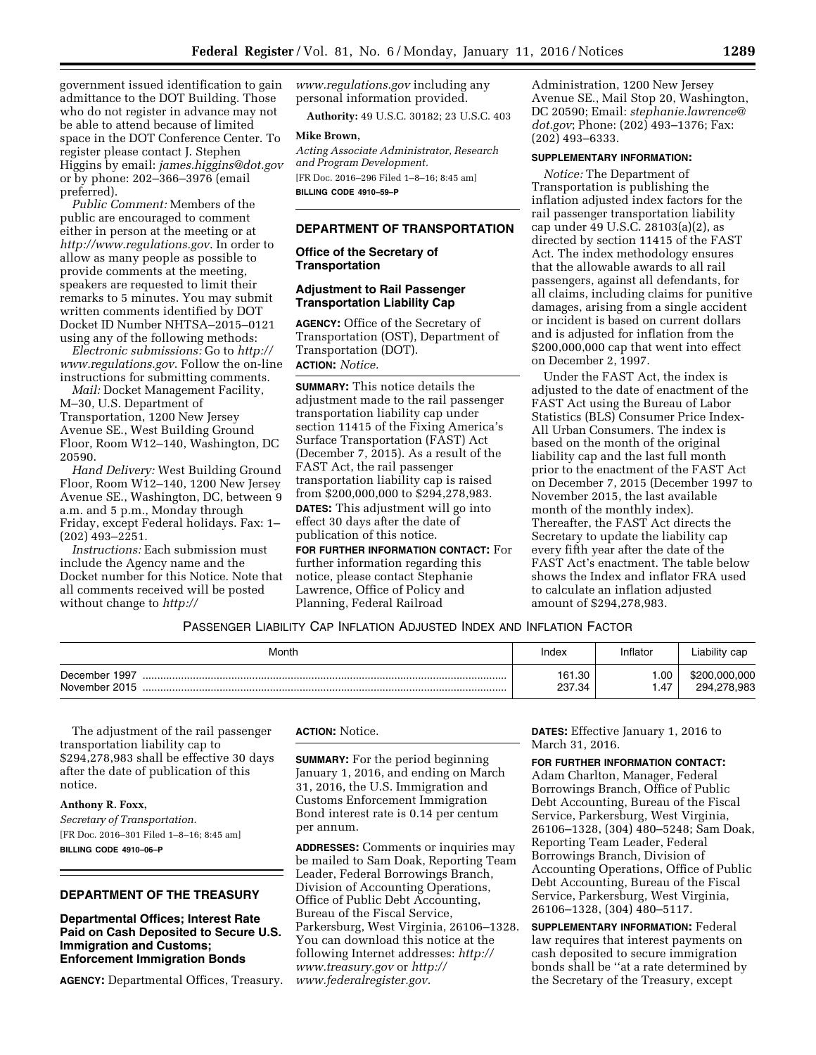government issued identification to gain admittance to the DOT Building. Those who do not register in advance may not be able to attend because of limited space in the DOT Conference Center. To register please contact J. Stephen Higgins by email: *james.higgins@dot.gov* or by phone: 202–366–3976 (email preferred).

*Public Comment:* Members of the public are encouraged to comment either in person at the meeting or at *http://www.regulations.gov*. In order to allow as many people as possible to provide comments at the meeting, speakers are requested to limit their remarks to 5 minutes. You may submit written comments identified by DOT Docket ID Number NHTSA–2015–0121 using any of the following methods:

*Electronic submissions:* Go to *http://www.regulations.gov*. Follow the on-line instructions for submitting comments.

*Mail:* Docket Management Facility, M–30, U.S. Department of Transportation, 1200 New Jersey Avenue SE., West Building Ground Floor, Room W12–140, Washington, DC 20590.

*Hand Delivery:* West Building Ground Floor, Room W12–140, 1200 New Jersey Avenue SE., Washington, DC, between 9 a.m. and 5 p.m., Monday through Friday, except Federal holidays. Fax: 1–(202) 493–2251.

*Instructions:* Each submission must include the Agency name and the Docket number for this Notice. Note that all comments received will be posted without change to *http://www.regulations.gov* including any personal information provided.

**Authority:** 49 U.S.C. 30182; 23 U.S.C. 403

**Mike Brown,**

*Acting Associate Administrator, Research and Program Development.*

[FR Doc. 2016–296 Filed 1–8–16; 8:45 am]

**BILLING CODE 4910–59–P**

## DEPARTMENT OF TRANSPORTATION

### Office of the Secretary of Transportation

### Adjustment to Rail Passenger Transportation Liability Cap

**AGENCY:** Office of the Secretary of Transportation (OST), Department of Transportation (DOT).

**ACTION:** *Notice.*

**SUMMARY:** This notice details the adjustment made to the rail passenger transportation liability cap under section 11415 of the Fixing America's Surface Transportation (FAST) Act (December 7, 2015). As a result of the FAST Act, the rail passenger transportation liability cap is raised from $200,000,000 to $294,278,983.

**DATES:** This adjustment will go into effect 30 days after the date of publication of this notice.

**FOR FURTHER INFORMATION CONTACT:** For further information regarding this notice, please contact Stephanie Lawrence, Office of Policy and Planning, Federal Railroad Administration, 1200 New Jersey Avenue SE., Mail Stop 20, Washington, DC 20590; Email: *stephanie.lawrence@dot.gov*; Phone: (202) 493–1376; Fax: (202) 493–6333.

**SUPPLEMENTARY INFORMATION:**

*Notice:* The Department of Transportation is publishing the inflation adjusted index factors for the rail passenger transportation liability cap under 49 U.S.C. 28103(a)(2), as directed by section 11415 of the FAST Act. The index methodology ensures that the allowable awards to all rail passengers, against all defendants, for all claims, including claims for punitive damages, arising from a single accident or incident is based on current dollars and is adjusted for inflation from the $200,000,000 cap that went into effect on December 2, 1997.

Under the FAST Act, the index is adjusted to the date of enactment of the FAST Act using the Bureau of Labor Statistics (BLS) Consumer Price Index-All Urban Consumers. The index is based on the month of the original liability cap and the last full month prior to the enactment of the FAST Act on December 7, 2015 (December 1997 to November 2015, the last available month of the monthly index). Thereafter, the FAST Act directs the Secretary to update the liability cap every fifth year after the date of the FAST Act's enactment. The table below shows the Index and inflator FRA used to calculate an inflation adjusted amount of $294,278,983.

PASSENGER LIABILITY CAP INFLATION ADJUSTED INDEX AND INFLATION FACTOR

| Month | Index | Inflator | Liability cap |
|---|---|---|---|
| December 1997 | 161.30 | 1.00 | $200,000,000 |
| November 2015 | 237.34 | 1.47 | 294,278,983 |

The adjustment of the rail passenger transportation liability cap to $294,278,983 shall be effective 30 days after the date of publication of this notice.

**Anthony R. Foxx,**

*Secretary of Transportation.*

[FR Doc. 2016–301 Filed 1–8–16; 8:45 am]

**BILLING CODE 4910–06–P**

## DEPARTMENT OF THE TREASURY

### Departmental Offices; Interest Rate Paid on Cash Deposited to Secure U.S. Immigration and Customs; Enforcement Immigration Bonds

**AGENCY:** Departmental Offices, Treasury.

**ACTION:** Notice.

**SUMMARY:** For the period beginning January 1, 2016, and ending on March 31, 2016, the U.S. Immigration and Customs Enforcement Immigration Bond interest rate is 0.14 per centum per annum.

**ADDRESSES:** Comments or inquiries may be mailed to Sam Doak, Reporting Team Leader, Federal Borrowings Branch, Division of Accounting Operations, Office of Public Debt Accounting, Bureau of the Fiscal Service, Parkersburg, West Virginia, 26106–1328. You can download this notice at the following Internet addresses: *http://www.treasury.gov* or *http://www.federalregister.gov*.

**DATES:** Effective January 1, 2016 to March 31, 2016.

**FOR FURTHER INFORMATION CONTACT:** Adam Charlton, Manager, Federal Borrowings Branch, Office of Public Debt Accounting, Bureau of the Fiscal Service, Parkersburg, West Virginia, 26106–1328, (304) 480–5248; Sam Doak, Reporting Team Leader, Federal Borrowings Branch, Division of Accounting Operations, Office of Public Debt Accounting, Bureau of the Fiscal Service, Parkersburg, West Virginia, 26106–1328, (304) 480–5117.

**SUPPLEMENTARY INFORMATION:** Federal law requires that interest payments on cash deposited to secure immigration bonds shall be "at a rate determined by the Secretary of the Treasury, except